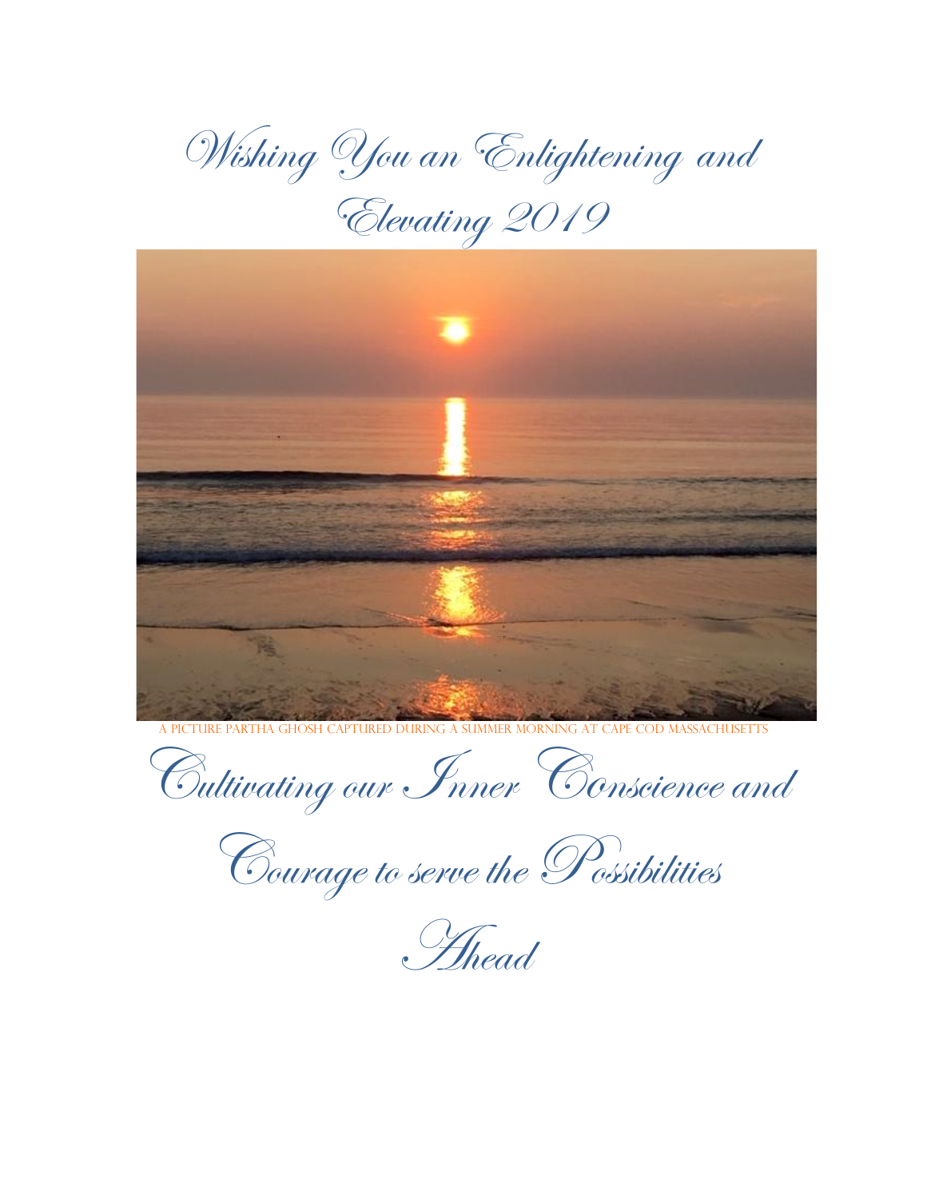# Wishing You an Enlightening and Elevating 2019

A PICTURE PARTHA GHOSH CAPTURED DURING A SUMMER MORNING AT CAPE COD MASSACHUSETTS

# Cultivating our Inner Conscience and Courage to serve the Possibilities Ahead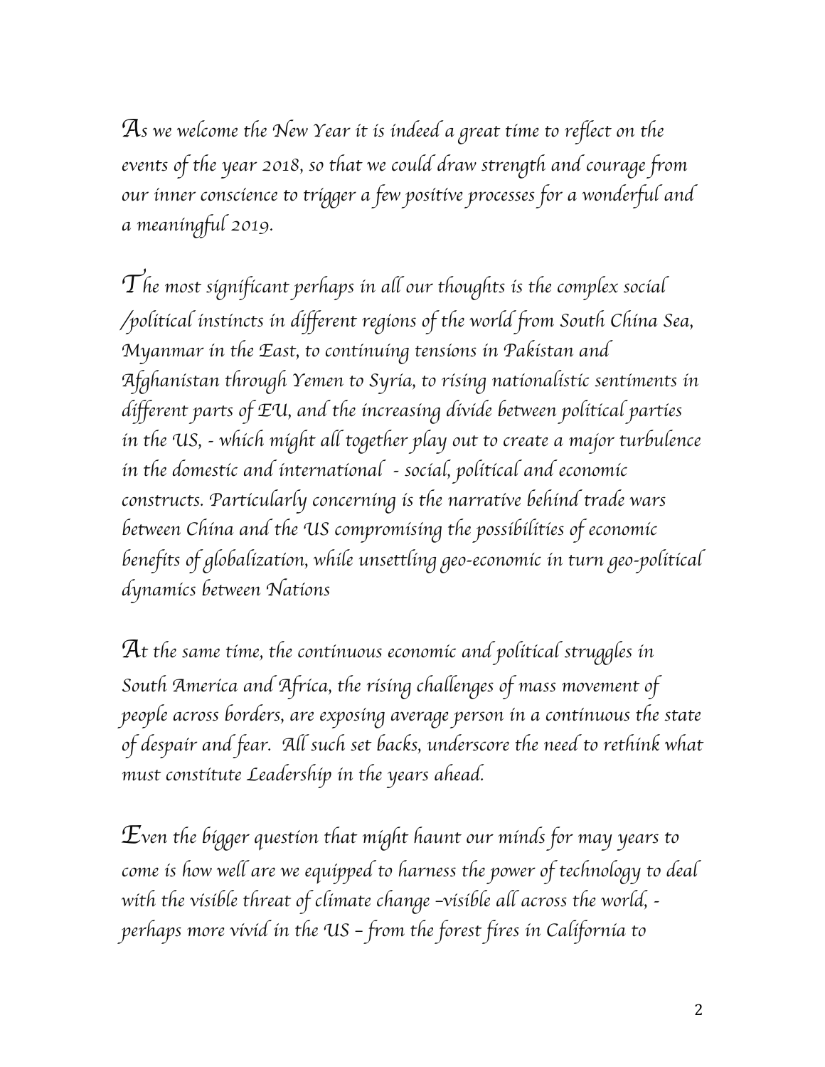*As we welcome the New Year it is indeed a great time to reflect on the events of the year 2018, so that we could draw strength and courage from our inner conscience to trigger a few positive processes for a wonderful and a meaningful 2019.*

*The most significant perhaps in all our thoughts is the complex social /political instincts in different regions of the world from South China Sea, Myanmar in the East, to continuing tensions in Pakistan and Afghanistan through Yemen to Syria, to rising nationalistic sentiments in different parts of EU, and the increasing divide between political parties in the US, - which might all together play out to create a major turbulence in the domestic and international - social, political and economic constructs. Particularly concerning is the narrative behind trade wars between China and the US compromising the possibilities of economic benefits of globalization, while unsettling geo-economic in turn geo-political dynamics between Nations*

*At the same time, the continuous economic and political struggles in South America and Africa, the rising challenges of mass movement of people across borders, are exposing average person in a continuous the state of despair and fear. All such set backs, underscore the need to rethink what must constitute Leadership in the years ahead.*

*Even the bigger question that might haunt our minds for may years to come is how well are we equipped to harness the power of technology to deal with the visible threat of climate change –visible all across the world, - perhaps more vivid in the US – from the forest fires in California to*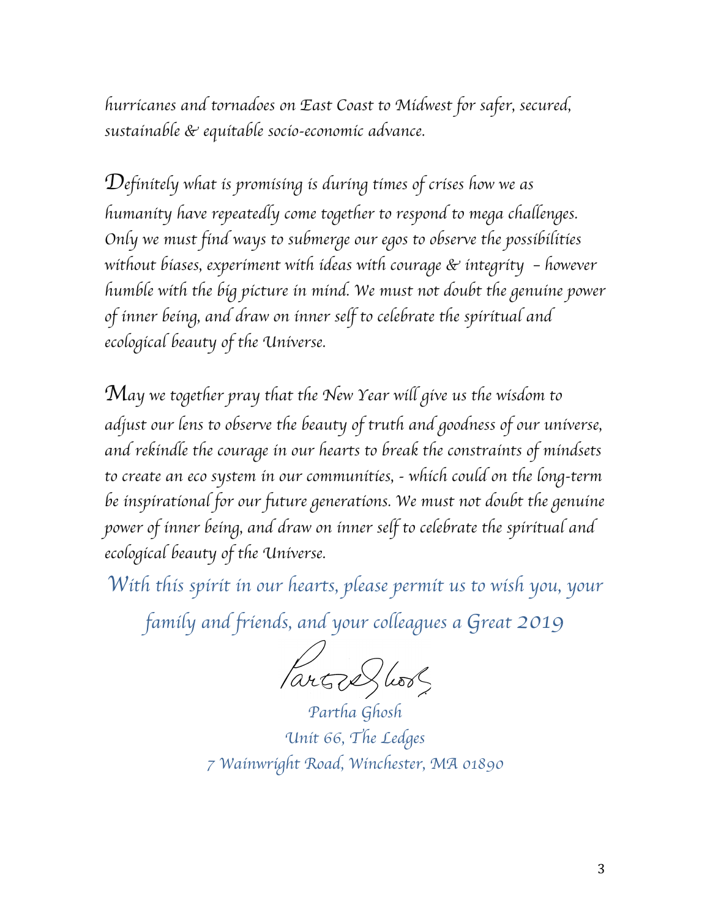hurricanes and tornadoes on East Coast to Midwest for safer, secured, sustainable & equitable socio-economic advance.

Definitely what is promising is during times of crises how we as humanity have repeatedly come together to respond to mega challenges. Only we must find ways to submerge our egos to observe the possibilities without biases, experiment with ideas with courage & integrity – however humble with the big picture in mind. We must not doubt the genuine power of inner being, and draw on inner self to celebrate the spiritual and ecological beauty of the Universe.

May we together pray that the New Year will give us the wisdom to adjust our lens to observe the beauty of truth and goodness of our universe, and rekindle the courage in our hearts to break the constraints of mindsets to create an eco system in our communities, - which could on the long-term be inspirational for our future generations. We must not doubt the genuine power of inner being, and draw on inner self to celebrate the spiritual and ecological beauty of the Universe.

With this spirit in our hearts, please permit us to wish you, your family and friends, and your colleagues a Great 2019

Partha Ghosh
Unit 66, The Ledges
7 Wainwright Road, Winchester, MA 01890